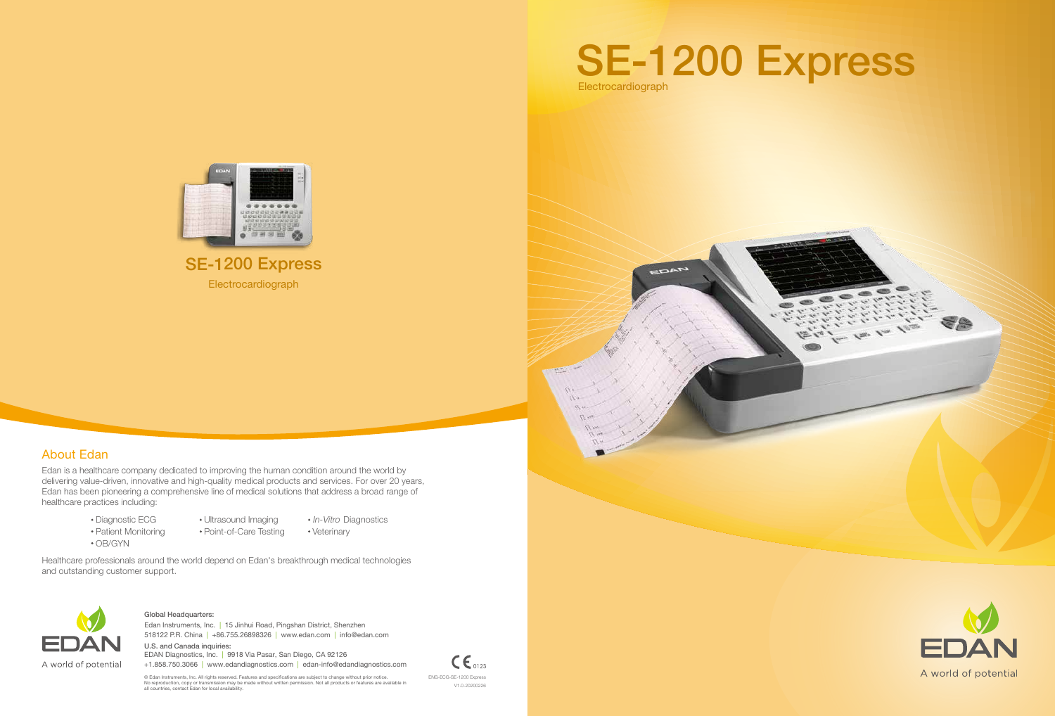# SE-1200 Express

Electrocardiograph

## SE-1200 Express

Electrocardiograph

## About Edan

Edan is a healthcare company dedicated to improving the human condition around the world by delivering value-driven, innovative and high-quality medical products and services. For over 20 years, Edan has been pioneering a comprehensive line of medical solutions that address a broad range of healthcare practices including:

- Diagnostic ECG
- Patient Monitoring
- OB/GYN
- Ultrasound Imaging
- Point-of-Care Testing
- *In-Vitro* Diagnostics
- Veterinary

Healthcare professionals around the world depend on Edan's breakthrough medical technologies and outstanding customer support.

EDAN

A world of potential

**Global Headquarters:**

Edan Instruments, Inc. | 15 Jinhui Road, Pingshan District, Shenzhen 518122 P.R. China | +86.755.26898326 | www.edan.com | info@edan.com

**U.S. and Canada inquiries:**

EDAN Diagnostics, Inc. | 9918 Via Pasar, San Diego, CA 92126
+1.858.750.3066 | www.edandiagnostics.com | edan-info@edandiagnostics.com

© Edan Instruments, Inc. All rights reserved. Features and specifications are subject to change without prior notice. No reproduction, copy or transmission may be made without written permission. Not all products or features are available in all countries, contact Edan for local availability.

CE 0123

ENG-ECG-SE-1200 Express
V1.0-20200226

EDAN

A world of potential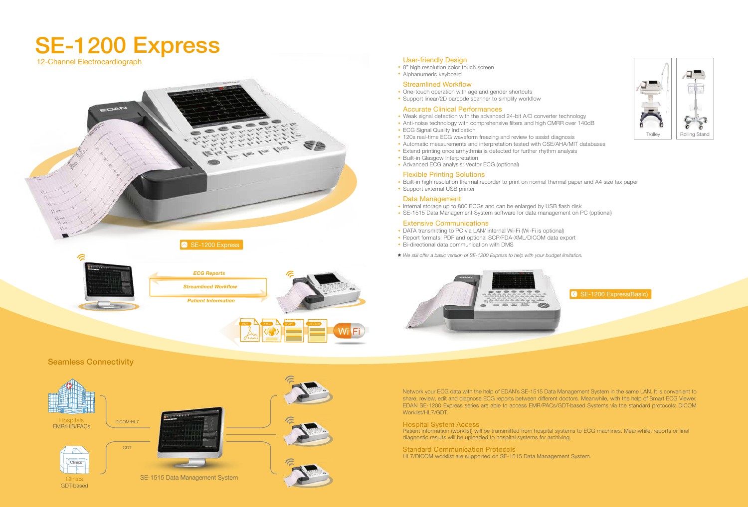# SE-1200 Express

12-Channel Electrocardiograph

### User-friendly Design

- 8" high resolution color touch screen
- Alphanumeric keyboard

### Streamlined Workflow

- One-touch operation with age and gender shortcuts
- Support linear/2D barcode scanner to simplify workflow

### Accurate Clinical Performances

- Weak signal detection with the advanced 24-bit A/D converter technology
- Anti-noise technology with comprehensive filters and high CMRR over 140dB
- ECG Signal Quality Indication
- 120s real-time ECG waveform freezing and review to assist diagnosis
- Automatic measurements and interpretation tested with CSE/AHA/MIT databases
- Extend printing once arrhythmia is detected for further rhythm analysis
- Built-in Glasgow Interpretation
- Advanced ECG analysis: Vector ECG (optional)

### Flexible Printing Solutions

- Built-in high resolution thermal recorder to print on normal thermal paper and A4 size fax paper
- Support external USB printer

### Data Management

- Internal storage up to 800 ECGs and can be enlarged by USB flash disk
- SE-1515 Data Management System software for data management on PC (optional)

### Extensive Communications

- DATA transmitting to PC via LAN/ internal Wi-Fi (Wi-Fi is optional)
- Report formats: PDF and optional SCP/FDA-XML/DICOM data export
- Bi-directional data communication with DMS

★ *We still offer a basic version of SE-1200 Express to help with your budget limitation.*

Trolley

Rolling Stand

SE-1200 Express

*ECG Reports*

*Streamlined Workflow*

*Patient Information*

PDF XML SCP DICOM

Wi Fi

SE-1200 Express(Basic)

## Seamless Connectivity

Hospitals
EMR/HIS/PACs

DICOM/HL7

GDT

Clinics
GDT-based

SE-1515 Data Management System

Network your ECG data with the help of EDAN's SE-1515 Data Management System in the same LAN. It is convenient to share, review, edit and diagnose ECG reports between different doctors. Meanwhile, with the help of Smart ECG Viewer, EDAN SE-1200 Express series are able to access EMR/PACs/GDT-based Systems via the standard protocols: DICOM Worklist/HL7/GDT.

### Hospital System Access

Patient information (worklist) will be transmitted from hospital systems to ECG machines. Meanwhile, reports or final diagnostic results will be uploaded to hospital systems for archiving.

### Standard Communication Protocols

HL7/DICOM worklist are supported on SE-1515 Data Management System.